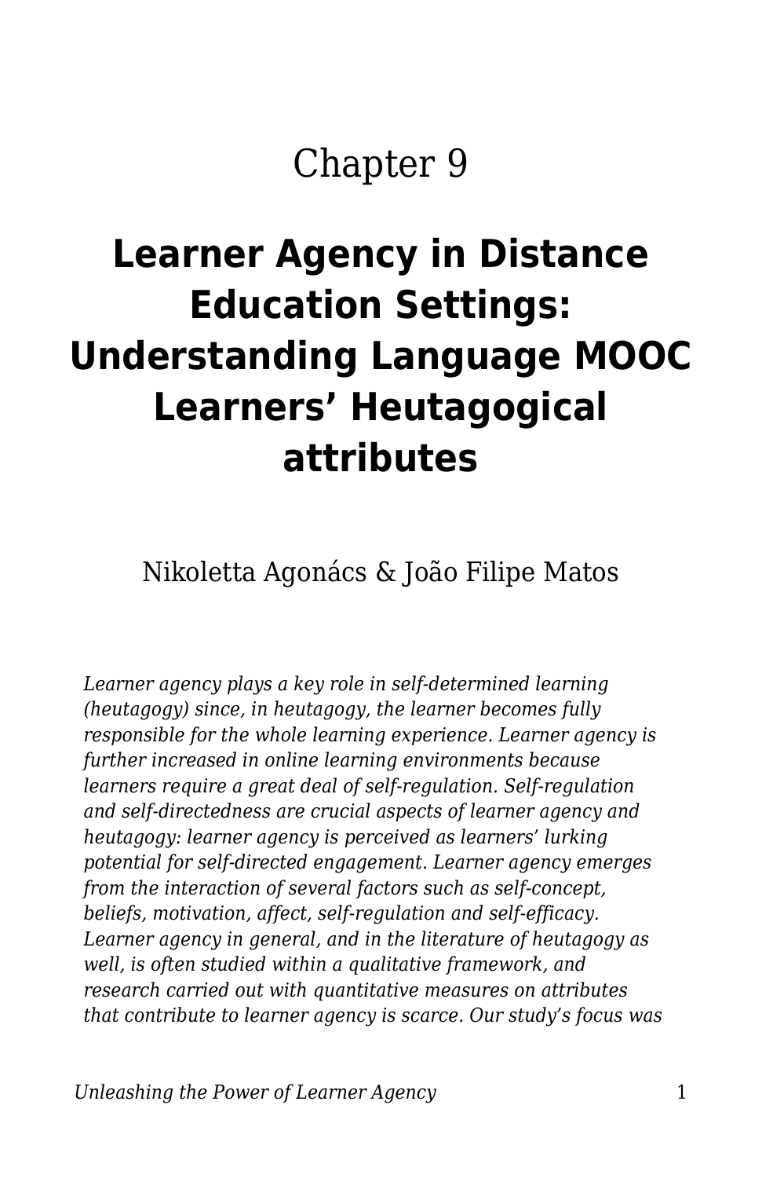# Chapter 9

# Learner Agency in Distance Education Settings: Understanding Language MOOC Learners' Heutagogical attributes

Nikoletta Agonács & João Filipe Matos

*Learner agency plays a key role in self-determined learning (heutagogy) since, in heutagogy, the learner becomes fully responsible for the whole learning experience. Learner agency is further increased in online learning environments because learners require a great deal of self-regulation. Self-regulation and self-directedness are crucial aspects of learner agency and heutagogy: learner agency is perceived as learners' lurking potential for self-directed engagement. Learner agency emerges from the interaction of several factors such as self-concept, beliefs, motivation, affect, self-regulation and self-efficacy. Learner agency in general, and in the literature of heutagogy as well, is often studied within a qualitative framework, and research carried out with quantitative measures on attributes that contribute to learner agency is scarce. Our study's focus was*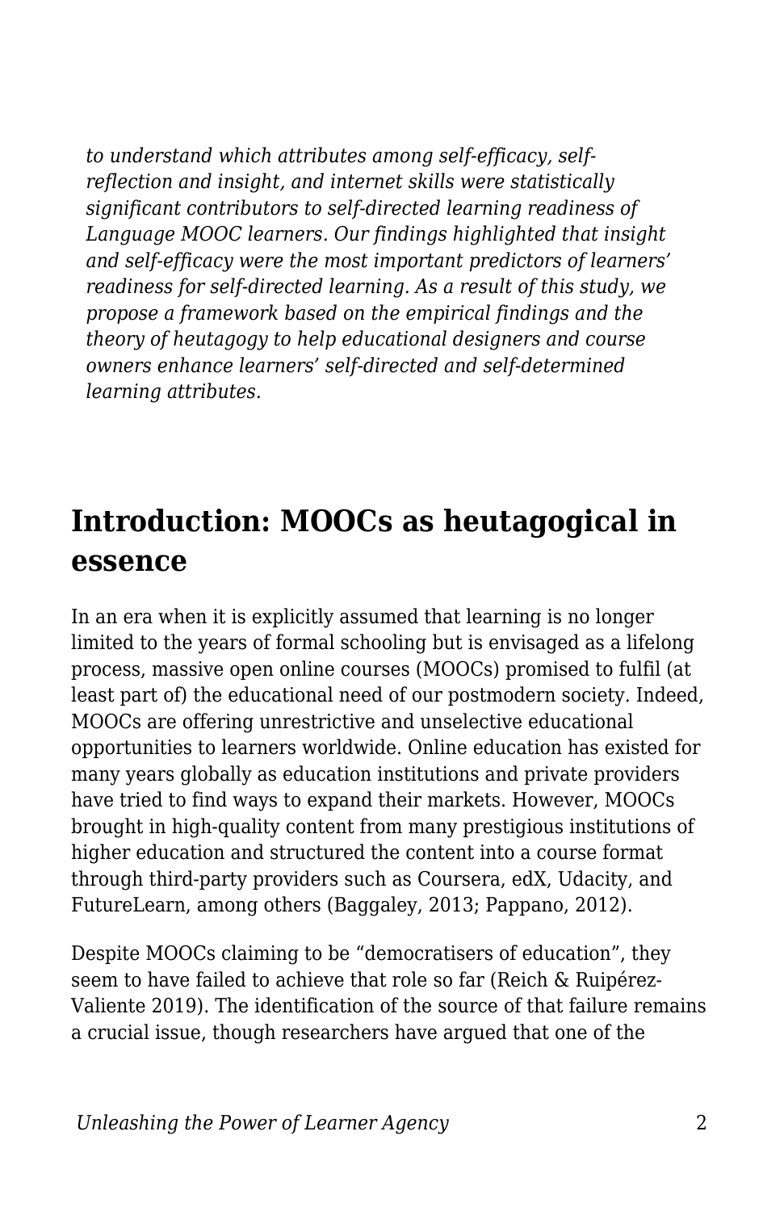*to understand which attributes among self-efficacy, self-reflection and insight, and internet skills were statistically significant contributors to self-directed learning readiness of Language MOOC learners. Our findings highlighted that insight and self-efficacy were the most important predictors of learners' readiness for self-directed learning. As a result of this study, we propose a framework based on the empirical findings and the theory of heutagogy to help educational designers and course owners enhance learners' self-directed and self-determined learning attributes.*

## Introduction: MOOCs as heutagogical in essence

In an era when it is explicitly assumed that learning is no longer limited to the years of formal schooling but is envisaged as a lifelong process, massive open online courses (MOOCs) promised to fulfil (at least part of) the educational need of our postmodern society. Indeed, MOOCs are offering unrestrictive and unselective educational opportunities to learners worldwide. Online education has existed for many years globally as education institutions and private providers have tried to find ways to expand their markets. However, MOOCs brought in high-quality content from many prestigious institutions of higher education and structured the content into a course format through third-party providers such as Coursera, edX, Udacity, and FutureLearn, among others (Baggaley, 2013; Pappano, 2012).

Despite MOOCs claiming to be "democratisers of education", they seem to have failed to achieve that role so far (Reich & Ruipérez-Valiente 2019). The identification of the source of that failure remains a crucial issue, though researchers have argued that one of the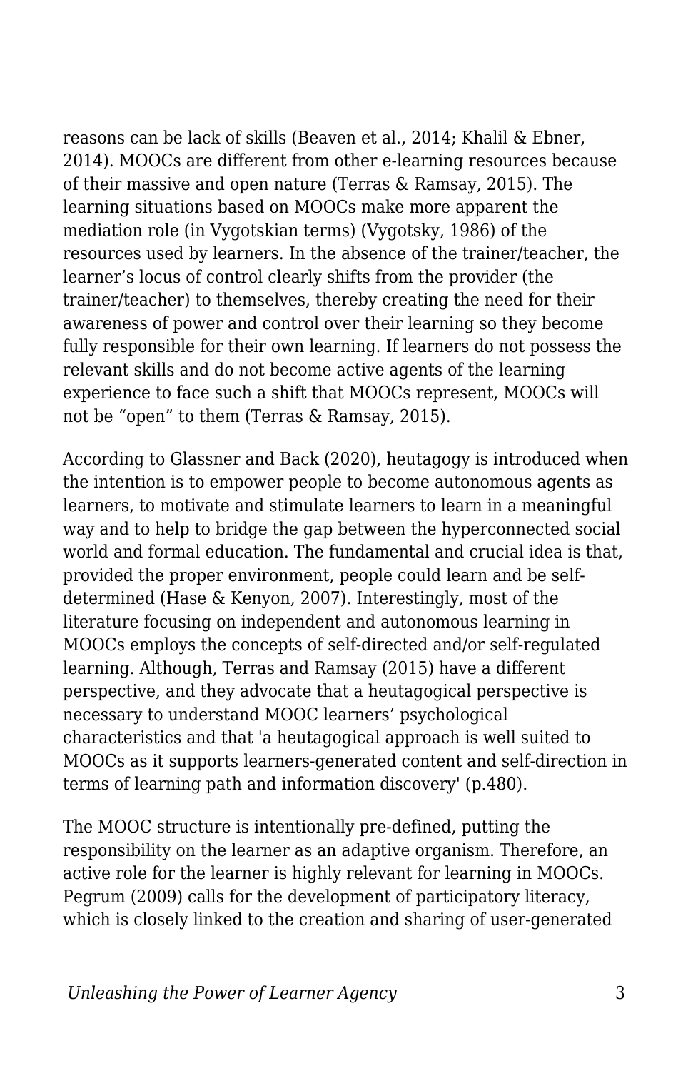reasons can be lack of skills (Beaven et al., 2014; Khalil & Ebner, 2014). MOOCs are different from other e-learning resources because of their massive and open nature (Terras & Ramsay, 2015). The learning situations based on MOOCs make more apparent the mediation role (in Vygotskian terms) (Vygotsky, 1986) of the resources used by learners. In the absence of the trainer/teacher, the learner's locus of control clearly shifts from the provider (the trainer/teacher) to themselves, thereby creating the need for their awareness of power and control over their learning so they become fully responsible for their own learning. If learners do not possess the relevant skills and do not become active agents of the learning experience to face such a shift that MOOCs represent, MOOCs will not be "open" to them (Terras & Ramsay, 2015).

According to Glassner and Back (2020), heutagogy is introduced when the intention is to empower people to become autonomous agents as learners, to motivate and stimulate learners to learn in a meaningful way and to help to bridge the gap between the hyperconnected social world and formal education. The fundamental and crucial idea is that, provided the proper environment, people could learn and be self-determined (Hase & Kenyon, 2007). Interestingly, most of the literature focusing on independent and autonomous learning in MOOCs employs the concepts of self-directed and/or self-regulated learning. Although, Terras and Ramsay (2015) have a different perspective, and they advocate that a heutagogical perspective is necessary to understand MOOC learners' psychological characteristics and that 'a heutagogical approach is well suited to MOOCs as it supports learners-generated content and self-direction in terms of learning path and information discovery' (p.480).

The MOOC structure is intentionally pre-defined, putting the responsibility on the learner as an adaptive organism. Therefore, an active role for the learner is highly relevant for learning in MOOCs. Pegrum (2009) calls for the development of participatory literacy, which is closely linked to the creation and sharing of user-generated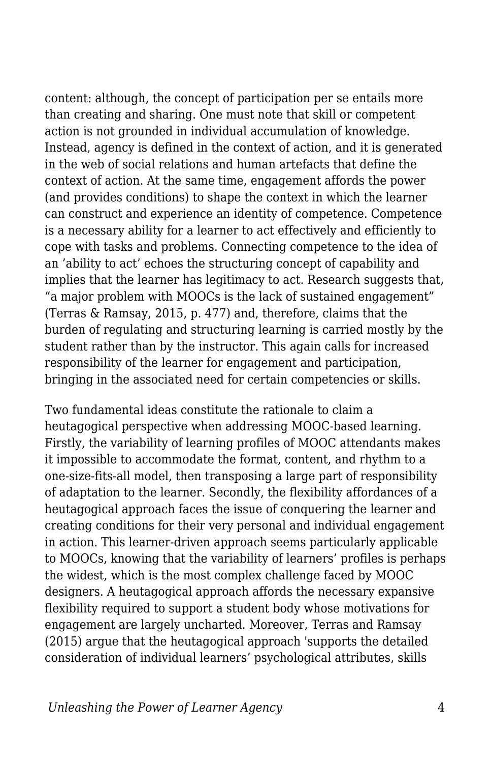content: although, the concept of participation per se entails more than creating and sharing. One must note that skill or competent action is not grounded in individual accumulation of knowledge. Instead, agency is defined in the context of action, and it is generated in the web of social relations and human artefacts that define the context of action. At the same time, engagement affords the power (and provides conditions) to shape the context in which the learner can construct and experience an identity of competence. Competence is a necessary ability for a learner to act effectively and efficiently to cope with tasks and problems. Connecting competence to the idea of an 'ability to act' echoes the structuring concept of capability and implies that the learner has legitimacy to act. Research suggests that, "a major problem with MOOCs is the lack of sustained engagement" (Terras & Ramsay, 2015, p. 477) and, therefore, claims that the burden of regulating and structuring learning is carried mostly by the student rather than by the instructor. This again calls for increased responsibility of the learner for engagement and participation, bringing in the associated need for certain competencies or skills.

Two fundamental ideas constitute the rationale to claim a heutagogical perspective when addressing MOOC-based learning. Firstly, the variability of learning profiles of MOOC attendants makes it impossible to accommodate the format, content, and rhythm to a one-size-fits-all model, then transposing a large part of responsibility of adaptation to the learner. Secondly, the flexibility affordances of a heutagogical approach faces the issue of conquering the learner and creating conditions for their very personal and individual engagement in action. This learner-driven approach seems particularly applicable to MOOCs, knowing that the variability of learners' profiles is perhaps the widest, which is the most complex challenge faced by MOOC designers. A heutagogical approach affords the necessary expansive flexibility required to support a student body whose motivations for engagement are largely uncharted. Moreover, Terras and Ramsay (2015) argue that the heutagogical approach 'supports the detailed consideration of individual learners' psychological attributes, skills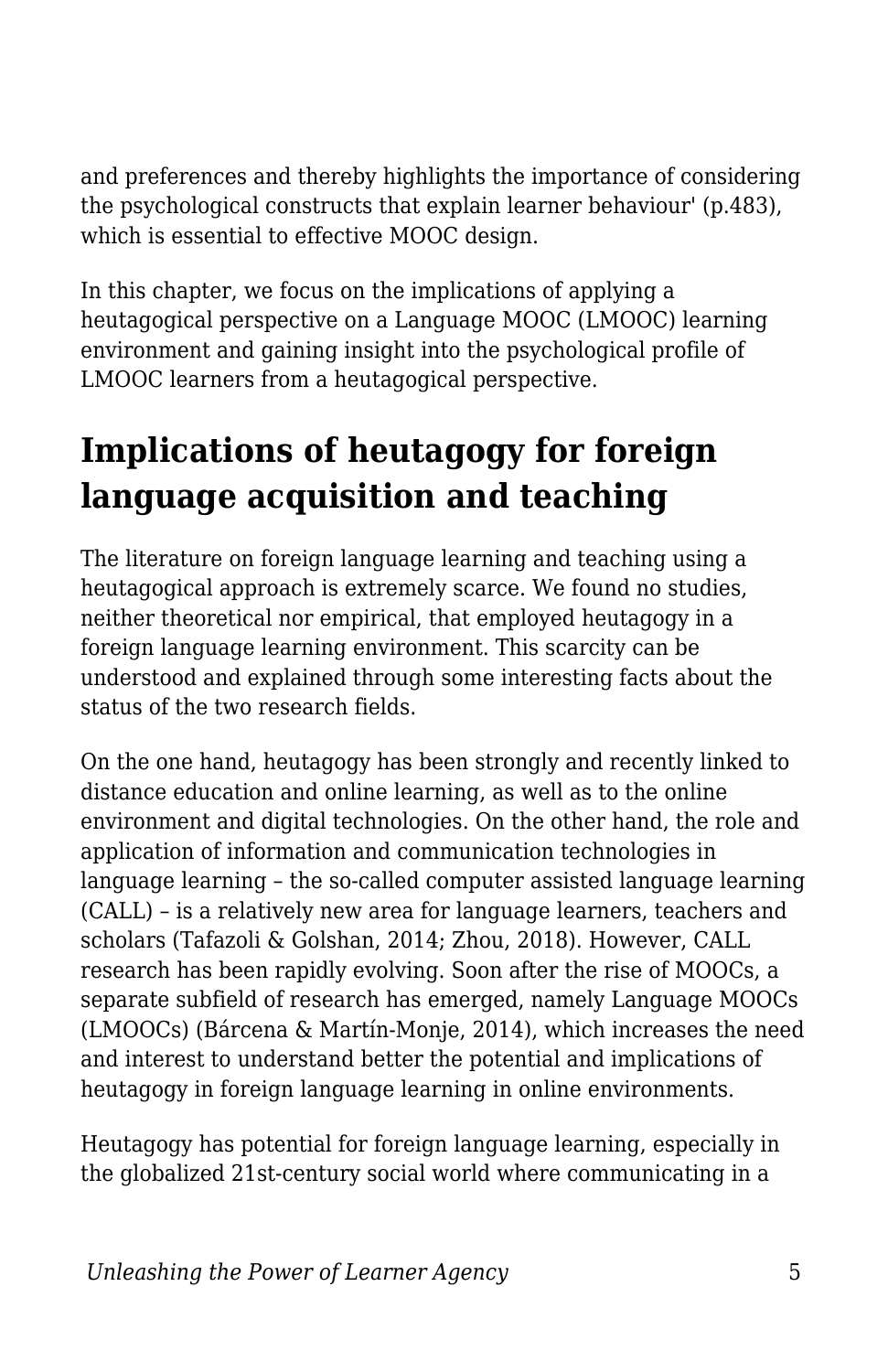and preferences and thereby highlights the importance of considering the psychological constructs that explain learner behaviour' (p.483), which is essential to effective MOOC design.

In this chapter, we focus on the implications of applying a heutagogical perspective on a Language MOOC (LMOOC) learning environment and gaining insight into the psychological profile of LMOOC learners from a heutagogical perspective.

## Implications of heutagogy for foreign language acquisition and teaching

The literature on foreign language learning and teaching using a heutagogical approach is extremely scarce. We found no studies, neither theoretical nor empirical, that employed heutagogy in a foreign language learning environment. This scarcity can be understood and explained through some interesting facts about the status of the two research fields.

On the one hand, heutagogy has been strongly and recently linked to distance education and online learning, as well as to the online environment and digital technologies. On the other hand, the role and application of information and communication technologies in language learning – the so-called computer assisted language learning (CALL) – is a relatively new area for language learners, teachers and scholars (Tafazoli & Golshan, 2014; Zhou, 2018). However, CALL research has been rapidly evolving. Soon after the rise of MOOCs, a separate subfield of research has emerged, namely Language MOOCs (LMOOCs) (Bárcena & Martín-Monje, 2014), which increases the need and interest to understand better the potential and implications of heutagogy in foreign language learning in online environments.

Heutagogy has potential for foreign language learning, especially in the globalized 21st-century social world where communicating in a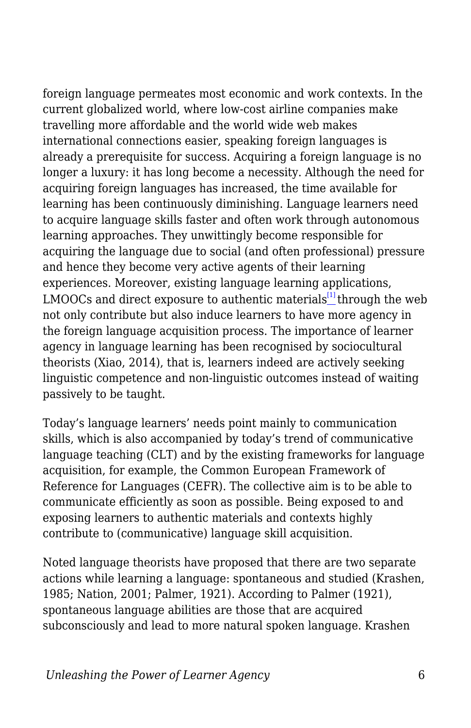foreign language permeates most economic and work contexts. In the current globalized world, where low-cost airline companies make travelling more affordable and the world wide web makes international connections easier, speaking foreign languages is already a prerequisite for success. Acquiring a foreign language is no longer a luxury: it has long become a necessity. Although the need for acquiring foreign languages has increased, the time available for learning has been continuously diminishing. Language learners need to acquire language skills faster and often work through autonomous learning approaches. They unwittingly become responsible for acquiring the language due to social (and often professional) pressure and hence they become very active agents of their learning experiences. Moreover, existing language learning applications, LMOOCs and direct exposure to authentic materials[1] through the web not only contribute but also induce learners to have more agency in the foreign language acquisition process. The importance of learner agency in language learning has been recognised by sociocultural theorists (Xiao, 2014), that is, learners indeed are actively seeking linguistic competence and non-linguistic outcomes instead of waiting passively to be taught.

Today's language learners' needs point mainly to communication skills, which is also accompanied by today's trend of communicative language teaching (CLT) and by the existing frameworks for language acquisition, for example, the Common European Framework of Reference for Languages (CEFR). The collective aim is to be able to communicate efficiently as soon as possible. Being exposed to and exposing learners to authentic materials and contexts highly contribute to (communicative) language skill acquisition.

Noted language theorists have proposed that there are two separate actions while learning a language: spontaneous and studied (Krashen, 1985; Nation, 2001; Palmer, 1921). According to Palmer (1921), spontaneous language abilities are those that are acquired subconsciously and lead to more natural spoken language. Krashen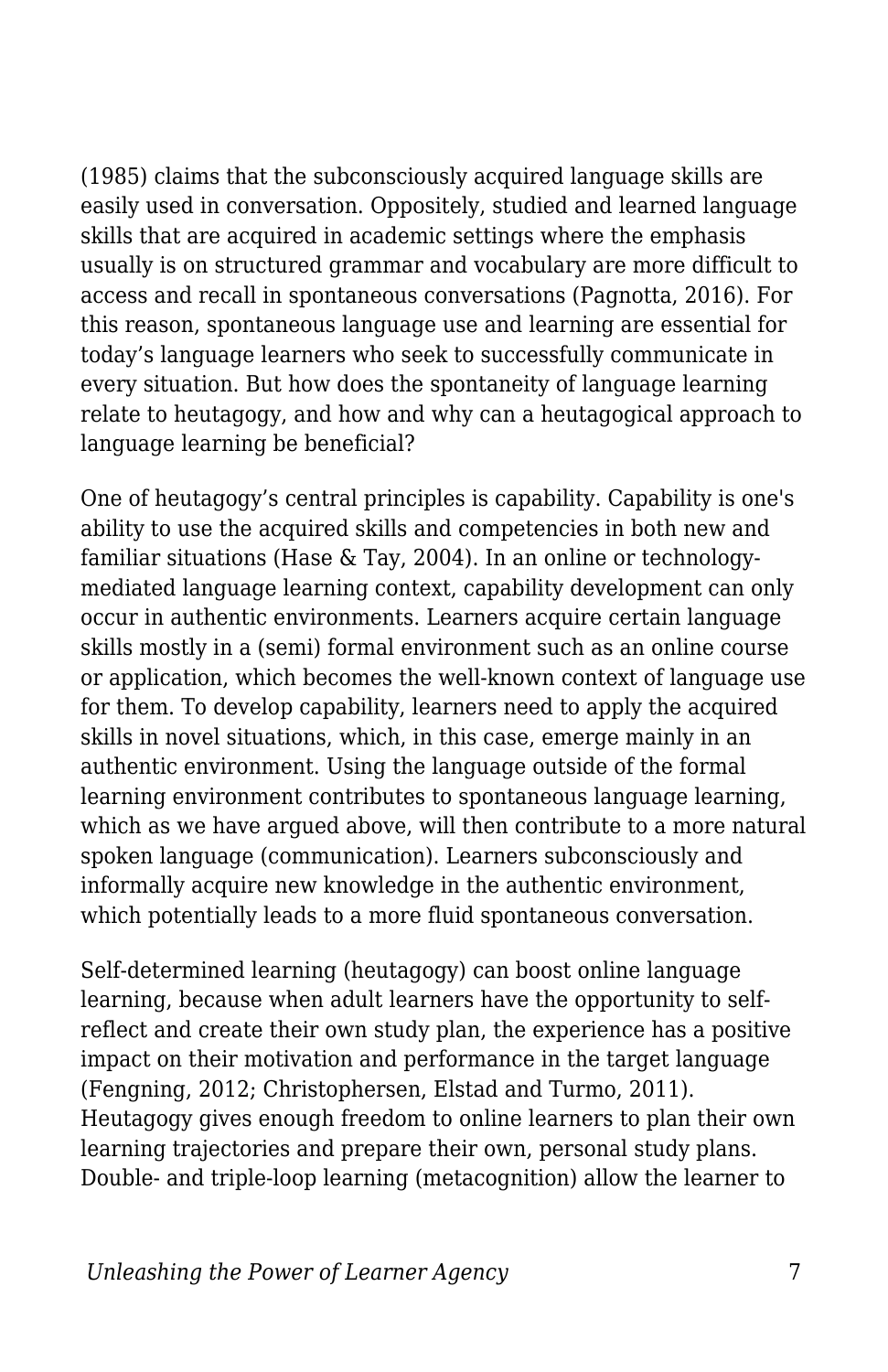(1985) claims that the subconsciously acquired language skills are easily used in conversation. Oppositely, studied and learned language skills that are acquired in academic settings where the emphasis usually is on structured grammar and vocabulary are more difficult to access and recall in spontaneous conversations (Pagnotta, 2016). For this reason, spontaneous language use and learning are essential for today's language learners who seek to successfully communicate in every situation. But how does the spontaneity of language learning relate to heutagogy, and how and why can a heutagogical approach to language learning be beneficial?

One of heutagogy's central principles is capability. Capability is one's ability to use the acquired skills and competencies in both new and familiar situations (Hase & Tay, 2004). In an online or technology-mediated language learning context, capability development can only occur in authentic environments. Learners acquire certain language skills mostly in a (semi) formal environment such as an online course or application, which becomes the well-known context of language use for them. To develop capability, learners need to apply the acquired skills in novel situations, which, in this case, emerge mainly in an authentic environment. Using the language outside of the formal learning environment contributes to spontaneous language learning, which as we have argued above, will then contribute to a more natural spoken language (communication). Learners subconsciously and informally acquire new knowledge in the authentic environment, which potentially leads to a more fluid spontaneous conversation.

Self-determined learning (heutagogy) can boost online language learning, because when adult learners have the opportunity to self-reflect and create their own study plan, the experience has a positive impact on their motivation and performance in the target language (Fengning, 2012; Christophersen, Elstad and Turmo, 2011). Heutagogy gives enough freedom to online learners to plan their own learning trajectories and prepare their own, personal study plans. Double- and triple-loop learning (metacognition) allow the learner to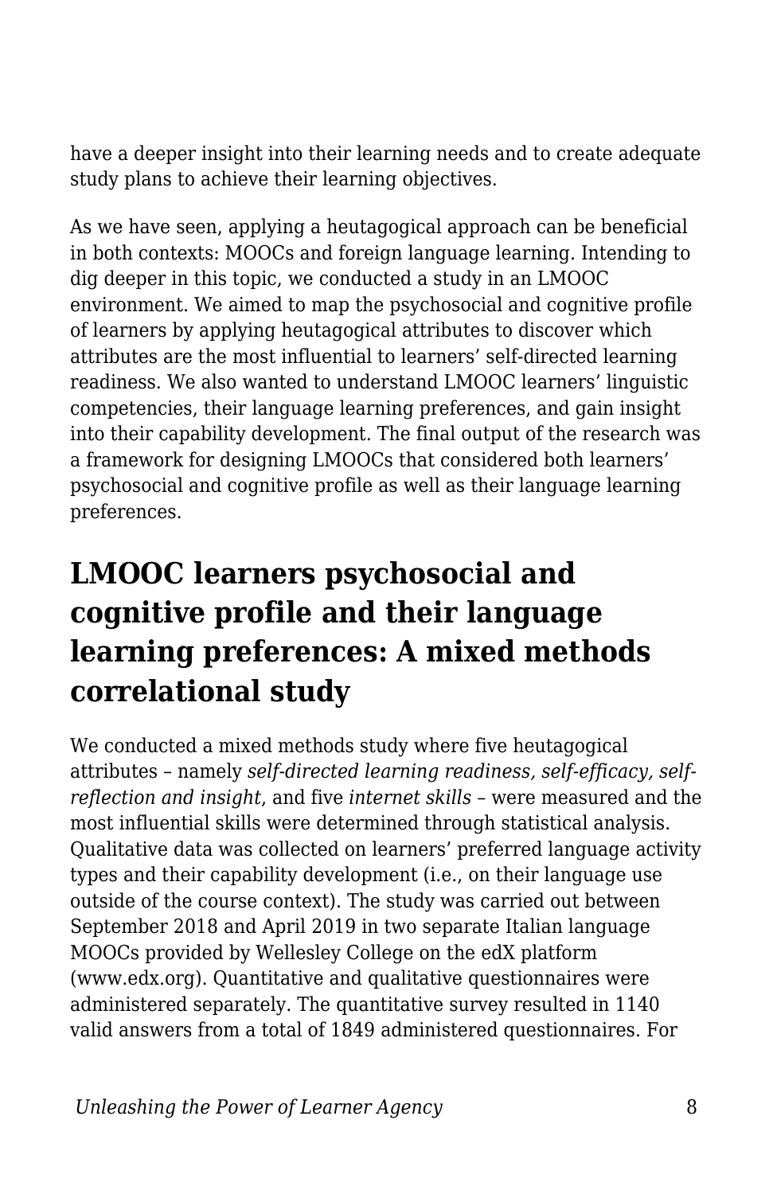have a deeper insight into their learning needs and to create adequate study plans to achieve their learning objectives.

As we have seen, applying a heutagogical approach can be beneficial in both contexts: MOOCs and foreign language learning. Intending to dig deeper in this topic, we conducted a study in an LMOOC environment. We aimed to map the psychosocial and cognitive profile of learners by applying heutagogical attributes to discover which attributes are the most influential to learners' self-directed learning readiness. We also wanted to understand LMOOC learners' linguistic competencies, their language learning preferences, and gain insight into their capability development. The final output of the research was a framework for designing LMOOCs that considered both learners' psychosocial and cognitive profile as well as their language learning preferences.

## LMOOC learners psychosocial and cognitive profile and their language learning preferences: A mixed methods correlational study

We conducted a mixed methods study where five heutagogical attributes – namely *self-directed learning readiness, self-efficacy, self-reflection and insight*, and five *internet skills* – were measured and the most influential skills were determined through statistical analysis. Qualitative data was collected on learners' preferred language activity types and their capability development (i.e., on their language use outside of the course context). The study was carried out between September 2018 and April 2019 in two separate Italian language MOOCs provided by Wellesley College on the edX platform (www.edx.org). Quantitative and qualitative questionnaires were administered separately. The quantitative survey resulted in 1140 valid answers from a total of 1849 administered questionnaires. For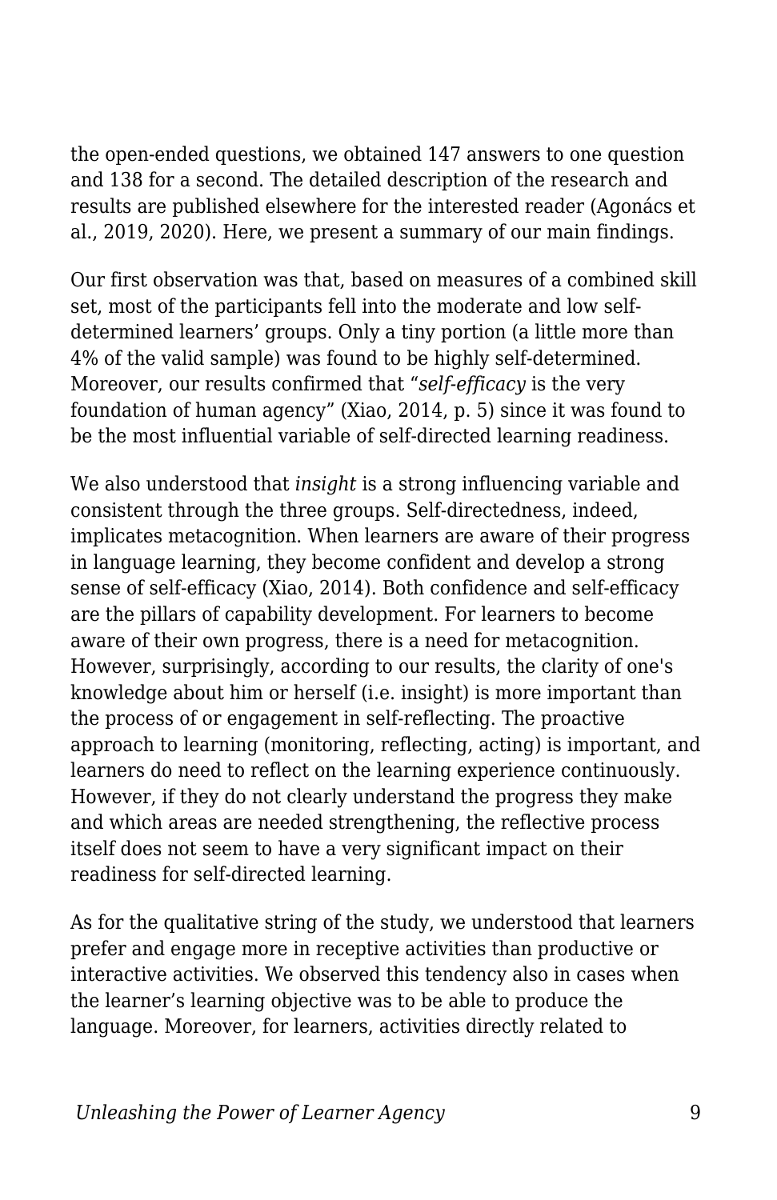the open-ended questions, we obtained 147 answers to one question and 138 for a second. The detailed description of the research and results are published elsewhere for the interested reader (Agonács et al., 2019, 2020). Here, we present a summary of our main findings.

Our first observation was that, based on measures of a combined skill set, most of the participants fell into the moderate and low self-determined learners' groups. Only a tiny portion (a little more than 4% of the valid sample) was found to be highly self-determined. Moreover, our results confirmed that "*self-efficacy* is the very foundation of human agency" (Xiao, 2014, p. 5) since it was found to be the most influential variable of self-directed learning readiness.

We also understood that *insight* is a strong influencing variable and consistent through the three groups. Self-directedness, indeed, implicates metacognition. When learners are aware of their progress in language learning, they become confident and develop a strong sense of self-efficacy (Xiao, 2014). Both confidence and self-efficacy are the pillars of capability development. For learners to become aware of their own progress, there is a need for metacognition. However, surprisingly, according to our results, the clarity of one's knowledge about him or herself (i.e. insight) is more important than the process of or engagement in self-reflecting. The proactive approach to learning (monitoring, reflecting, acting) is important, and learners do need to reflect on the learning experience continuously. However, if they do not clearly understand the progress they make and which areas are needed strengthening, the reflective process itself does not seem to have a very significant impact on their readiness for self-directed learning.

As for the qualitative string of the study, we understood that learners prefer and engage more in receptive activities than productive or interactive activities. We observed this tendency also in cases when the learner's learning objective was to be able to produce the language. Moreover, for learners, activities directly related to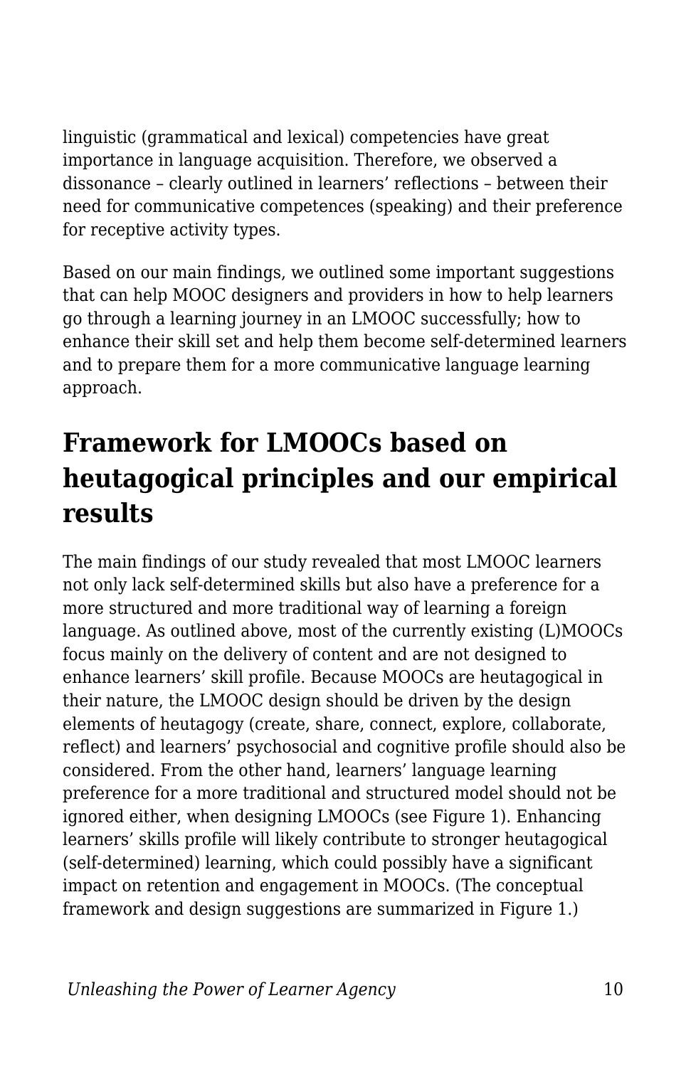linguistic (grammatical and lexical) competencies have great importance in language acquisition. Therefore, we observed a dissonance – clearly outlined in learners' reflections – between their need for communicative competences (speaking) and their preference for receptive activity types.

Based on our main findings, we outlined some important suggestions that can help MOOC designers and providers in how to help learners go through a learning journey in an LMOOC successfully; how to enhance their skill set and help them become self-determined learners and to prepare them for a more communicative language learning approach.

## Framework for LMOOCs based on heutagogical principles and our empirical results

The main findings of our study revealed that most LMOOC learners not only lack self-determined skills but also have a preference for a more structured and more traditional way of learning a foreign language. As outlined above, most of the currently existing (L)MOOCs focus mainly on the delivery of content and are not designed to enhance learners' skill profile. Because MOOCs are heutagogical in their nature, the LMOOC design should be driven by the design elements of heutagogy (create, share, connect, explore, collaborate, reflect) and learners' psychosocial and cognitive profile should also be considered. From the other hand, learners' language learning preference for a more traditional and structured model should not be ignored either, when designing LMOOCs (see Figure 1). Enhancing learners' skills profile will likely contribute to stronger heutagogical (self-determined) learning, which could possibly have a significant impact on retention and engagement in MOOCs. (The conceptual framework and design suggestions are summarized in Figure 1.)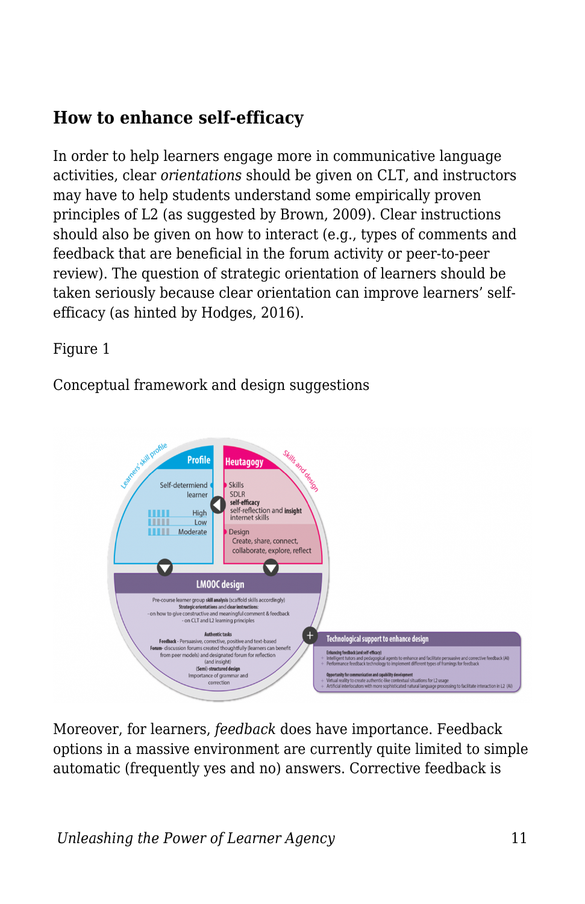## How to enhance self-efficacy

In order to help learners engage more in communicative language activities, clear *orientations* should be given on CLT, and instructors may have to help students understand some empirically proven principles of L2 (as suggested by Brown, 2009). Clear instructions should also be given on how to interact (e.g., types of comments and feedback that are beneficial in the forum activity or peer-to-peer review). The question of strategic orientation of learners should be taken seriously because clear orientation can improve learners' self-efficacy (as hinted by Hodges, 2016).

Figure 1

Conceptual framework and design suggestions

Moreover, for learners, *feedback* does have importance. Feedback options in a massive environment are currently quite limited to simple automatic (frequently yes and no) answers. Corrective feedback is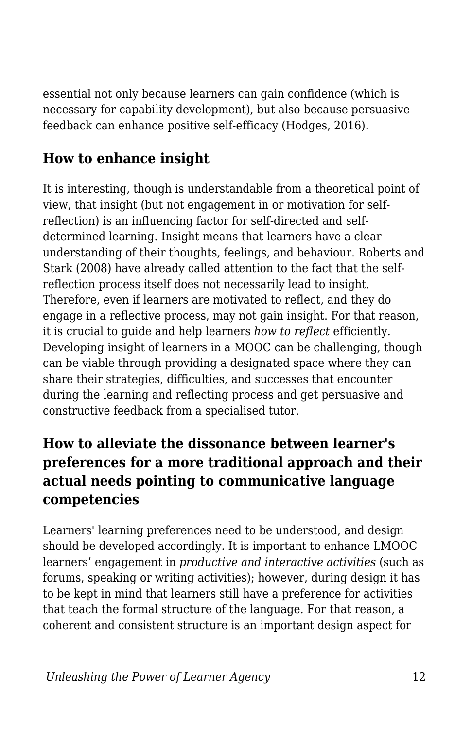essential not only because learners can gain confidence (which is necessary for capability development), but also because persuasive feedback can enhance positive self-efficacy (Hodges, 2016).

### How to enhance insight

It is interesting, though is understandable from a theoretical point of view, that insight (but not engagement in or motivation for self-reflection) is an influencing factor for self-directed and self-determined learning. Insight means that learners have a clear understanding of their thoughts, feelings, and behaviour. Roberts and Stark (2008) have already called attention to the fact that the self-reflection process itself does not necessarily lead to insight. Therefore, even if learners are motivated to reflect, and they do engage in a reflective process, may not gain insight. For that reason, it is crucial to guide and help learners *how to reflect* efficiently. Developing insight of learners in a MOOC can be challenging, though can be viable through providing a designated space where they can share their strategies, difficulties, and successes that encounter during the learning and reflecting process and get persuasive and constructive feedback from a specialised tutor.

### How to alleviate the dissonance between learner's preferences for a more traditional approach and their actual needs pointing to communicative language competencies

Learners' learning preferences need to be understood, and design should be developed accordingly. It is important to enhance LMOOC learners' engagement in *productive and interactive activities* (such as forums, speaking or writing activities); however, during design it has to be kept in mind that learners still have a preference for activities that teach the formal structure of the language. For that reason, a coherent and consistent structure is an important design aspect for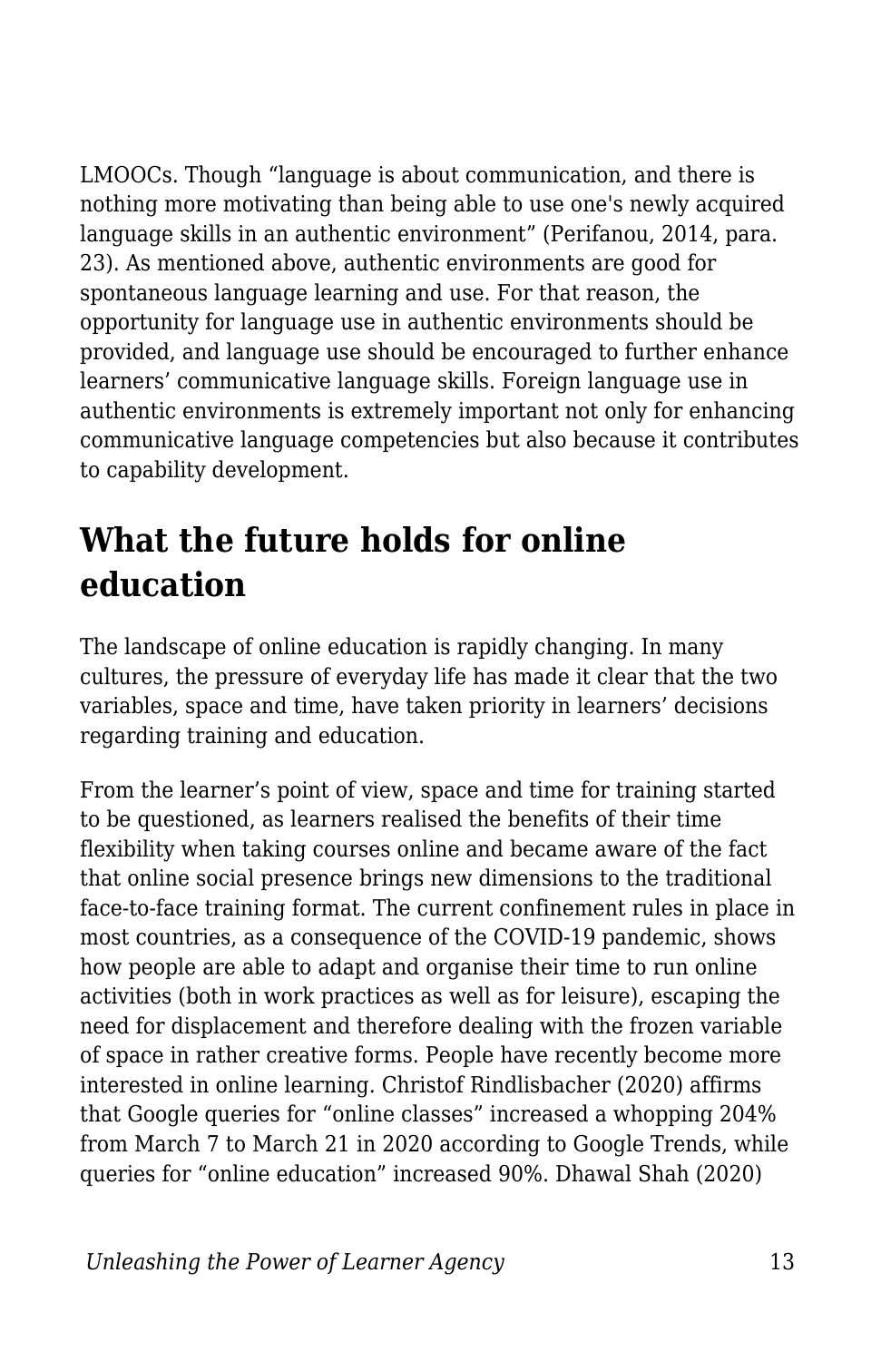LMOOCs. Though “language is about communication, and there is nothing more motivating than being able to use one's newly acquired language skills in an authentic environment” (Perifanou, 2014, para. 23). As mentioned above, authentic environments are good for spontaneous language learning and use. For that reason, the opportunity for language use in authentic environments should be provided, and language use should be encouraged to further enhance learners’ communicative language skills. Foreign language use in authentic environments is extremely important not only for enhancing communicative language competencies but also because it contributes to capability development.

## What the future holds for online education

The landscape of online education is rapidly changing. In many cultures, the pressure of everyday life has made it clear that the two variables, space and time, have taken priority in learners’ decisions regarding training and education.

From the learner’s point of view, space and time for training started to be questioned, as learners realised the benefits of their time flexibility when taking courses online and became aware of the fact that online social presence brings new dimensions to the traditional face-to-face training format. The current confinement rules in place in most countries, as a consequence of the COVID-19 pandemic, shows how people are able to adapt and organise their time to run online activities (both in work practices as well as for leisure), escaping the need for displacement and therefore dealing with the frozen variable of space in rather creative forms. People have recently become more interested in online learning. Christof Rindlisbacher (2020) affirms that Google queries for “online classes” increased a whopping 204% from March 7 to March 21 in 2020 according to Google Trends, while queries for “online education” increased 90%. Dhawal Shah (2020)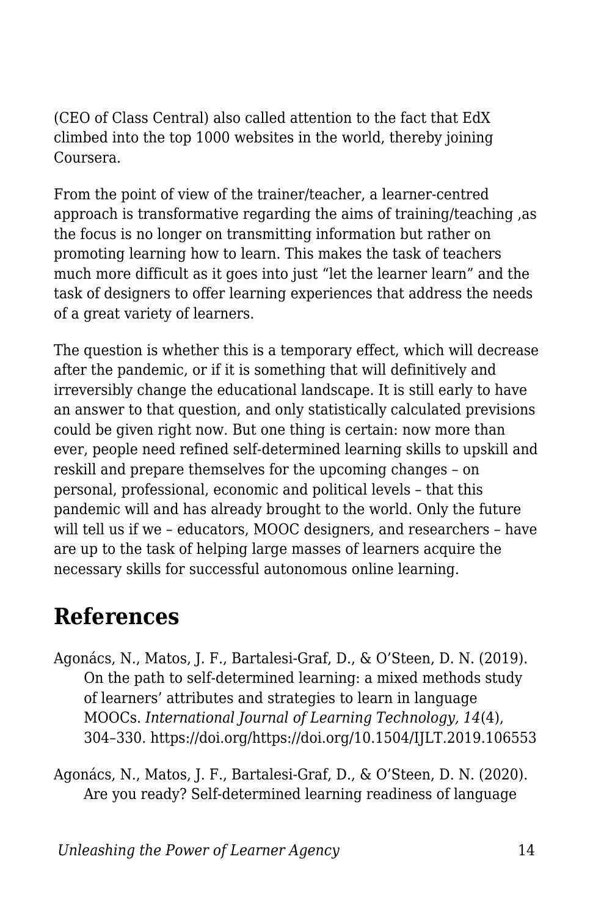(CEO of Class Central) also called attention to the fact that EdX climbed into the top 1000 websites in the world, thereby joining Coursera.

From the point of view of the trainer/teacher, a learner-centred approach is transformative regarding the aims of training/teaching ,as the focus is no longer on transmitting information but rather on promoting learning how to learn. This makes the task of teachers much more difficult as it goes into just "let the learner learn" and the task of designers to offer learning experiences that address the needs of a great variety of learners.

The question is whether this is a temporary effect, which will decrease after the pandemic, or if it is something that will definitively and irreversibly change the educational landscape. It is still early to have an answer to that question, and only statistically calculated previsions could be given right now. But one thing is certain: now more than ever, people need refined self-determined learning skills to upskill and reskill and prepare themselves for the upcoming changes – on personal, professional, economic and political levels – that this pandemic will and has already brought to the world. Only the future will tell us if we – educators, MOOC designers, and researchers – have are up to the task of helping large masses of learners acquire the necessary skills for successful autonomous online learning.

## References

Agonács, N., Matos, J. F., Bartalesi-Graf, D., & O'Steen, D. N. (2019). On the path to self-determined learning: a mixed methods study of learners' attributes and strategies to learn in language MOOCs. *International Journal of Learning Technology, 14*(4), 304–330. https://doi.org/https://doi.org/10.1504/IJLT.2019.106553

Agonács, N., Matos, J. F., Bartalesi-Graf, D., & O'Steen, D. N. (2020). Are you ready? Self-determined learning readiness of language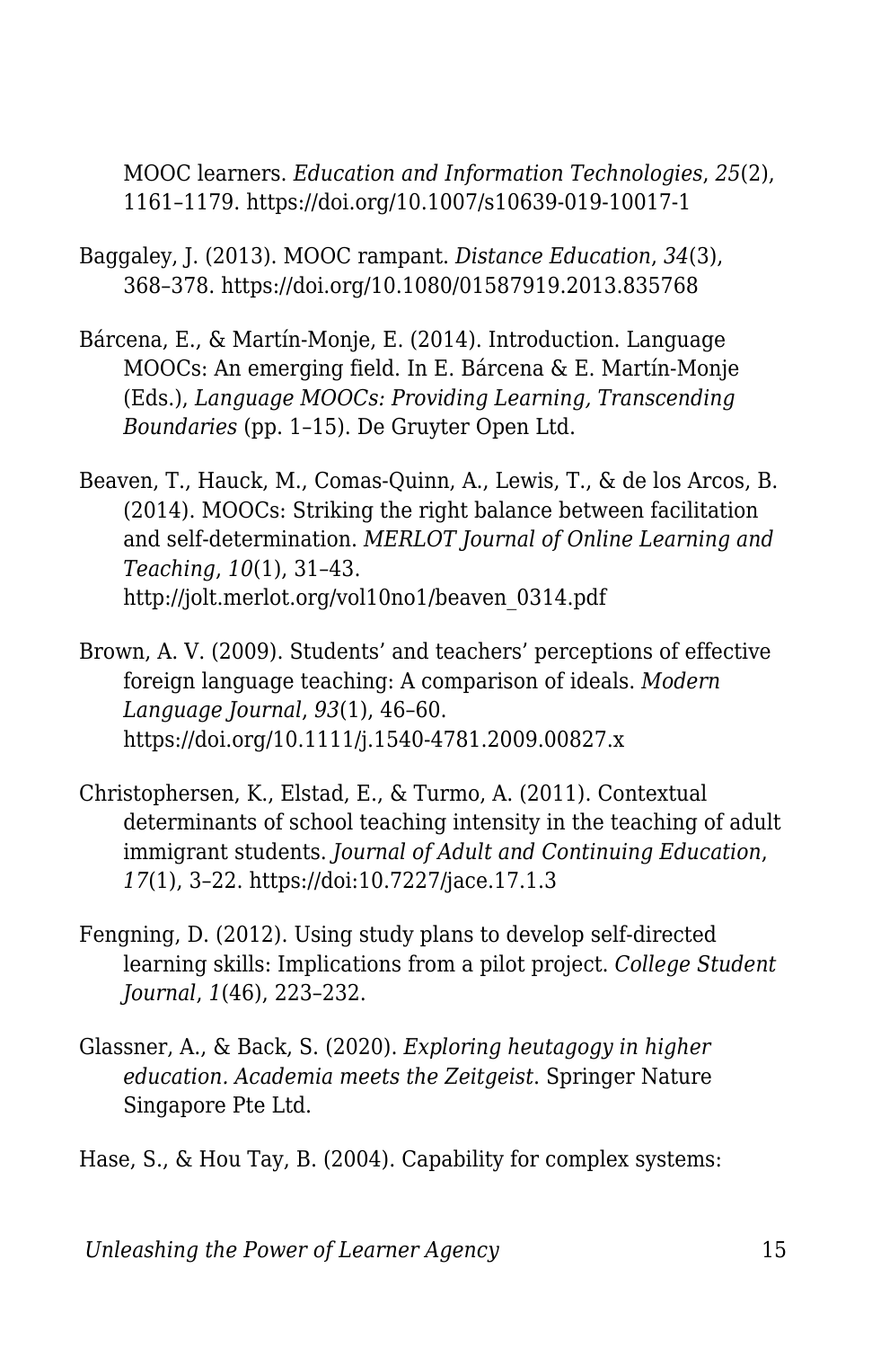MOOC learners. *Education and Information Technologies*, *25*(2), 1161–1179. https://doi.org/10.1007/s10639-019-10017-1

Baggaley, J. (2013). MOOC rampant. *Distance Education*, *34*(3), 368–378. https://doi.org/10.1080/01587919.2013.835768

Bárcena, E., & Martín-Monje, E. (2014). Introduction. Language MOOCs: An emerging field. In E. Bárcena & E. Martín-Monje (Eds.), *Language MOOCs: Providing Learning, Transcending Boundaries* (pp. 1–15). De Gruyter Open Ltd.

Beaven, T., Hauck, M., Comas-Quinn, A., Lewis, T., & de los Arcos, B. (2014). MOOCs: Striking the right balance between facilitation and self-determination. *MERLOT Journal of Online Learning and Teaching*, *10*(1), 31–43. http://jolt.merlot.org/vol10no1/beaven_0314.pdf

Brown, A. V. (2009). Students' and teachers' perceptions of effective foreign language teaching: A comparison of ideals. *Modern Language Journal*, *93*(1), 46–60. https://doi.org/10.1111/j.1540-4781.2009.00827.x

Christophersen, K., Elstad, E., & Turmo, A. (2011). Contextual determinants of school teaching intensity in the teaching of adult immigrant students. *Journal of Adult and Continuing Education*, *17*(1), 3–22. https://doi:10.7227/jace.17.1.3

Fengning, D. (2012). Using study plans to develop self-directed learning skills: Implications from a pilot project. *College Student Journal*, *1*(46), 223–232.

Glassner, A., & Back, S. (2020). *Exploring heutagogy in higher education. Academia meets the Zeitgeist*. Springer Nature Singapore Pte Ltd.

Hase, S., & Hou Tay, B. (2004). Capability for complex systems: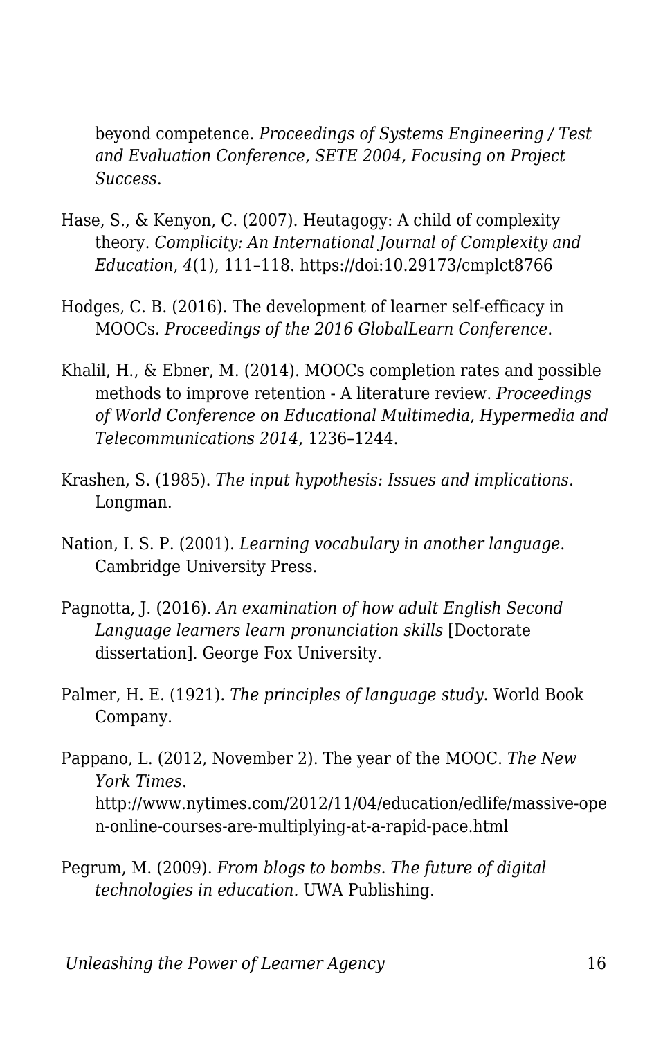beyond competence. *Proceedings of Systems Engineering / Test and Evaluation Conference, SETE 2004, Focusing on Project Success*.

Hase, S., & Kenyon, C. (2007). Heutagogy: A child of complexity theory. *Complicity: An International Journal of Complexity and Education*, *4*(1), 111–118. https://doi:10.29173/cmplct8766

Hodges, C. B. (2016). The development of learner self-efficacy in MOOCs. *Proceedings of the 2016 GlobalLearn Conference*.

Khalil, H., & Ebner, M. (2014). MOOCs completion rates and possible methods to improve retention - A literature review. *Proceedings of World Conference on Educational Multimedia, Hypermedia and Telecommunications 2014*, 1236–1244.

Krashen, S. (1985). *The input hypothesis: Issues and implications*. Longman.

Nation, I. S. P. (2001). *Learning vocabulary in another language*. Cambridge University Press.

Pagnotta, J. (2016). *An examination of how adult English Second Language learners learn pronunciation skills* [Doctorate dissertation]. George Fox University.

Palmer, H. E. (1921). *The principles of language study*. World Book Company.

Pappano, L. (2012, November 2). The year of the MOOC. *The New York Times*. http://www.nytimes.com/2012/11/04/education/edlife/massive-open-online-courses-are-multiplying-at-a-rapid-pace.html

Pegrum, M. (2009). *From blogs to bombs. The future of digital technologies in education.* UWA Publishing.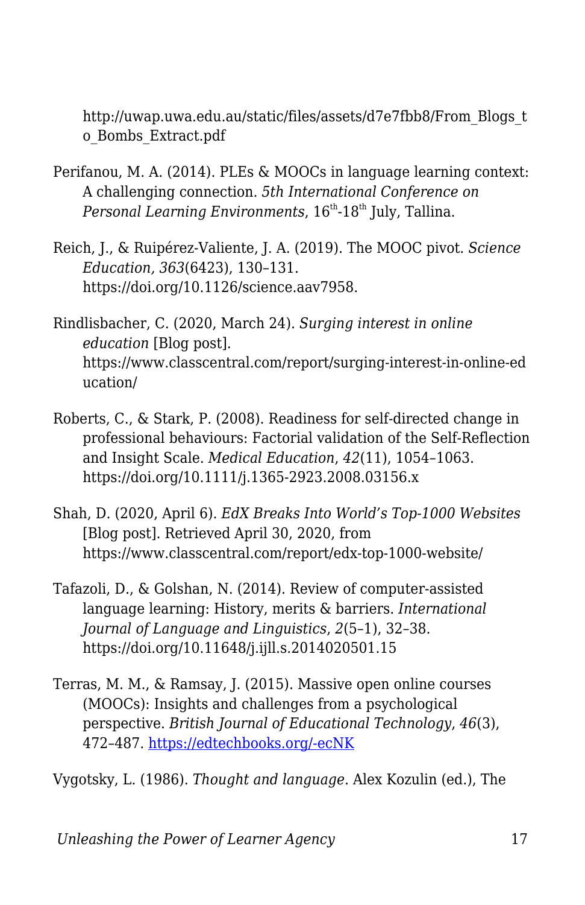http://uwap.uwa.edu.au/static/files/assets/d7e7fbb8/From_Blogs_to_Bombs_Extract.pdf

Perifanou, M. A. (2014). PLEs & MOOCs in language learning context: A challenging connection. *5th International Conference on Personal Learning Environments*, 16th-18th July, Tallina.

Reich, J., & Ruipérez-Valiente, J. A. (2019). The MOOC pivot. *Science Education, 363*(6423), 130–131. https://doi.org/10.1126/science.aav7958.

Rindlisbacher, C. (2020, March 24). *Surging interest in online education* [Blog post]. https://www.classcentral.com/report/surging-interest-in-online-education/

Roberts, C., & Stark, P. (2008). Readiness for self-directed change in professional behaviours: Factorial validation of the Self-Reflection and Insight Scale. *Medical Education*, *42*(11), 1054–1063. https://doi.org/10.1111/j.1365-2923.2008.03156.x

Shah, D. (2020, April 6). *EdX Breaks Into World's Top-1000 Websites* [Blog post]. Retrieved April 30, 2020, from https://www.classcentral.com/report/edx-top-1000-website/

Tafazoli, D., & Golshan, N. (2014). Review of computer-assisted language learning: History, merits & barriers. *International Journal of Language and Linguistics*, *2*(5–1), 32–38. https://doi.org/10.11648/j.ijll.s.2014020501.15

Terras, M. M., & Ramsay, J. (2015). Massive open online courses (MOOCs): Insights and challenges from a psychological perspective. *British Journal of Educational Technology*, *46*(3), 472–487. [https://edtechbooks.org/-ecNK](https://edtechbooks.org/-ecNK)

Vygotsky, L. (1986). *Thought and language*. Alex Kozulin (ed.), The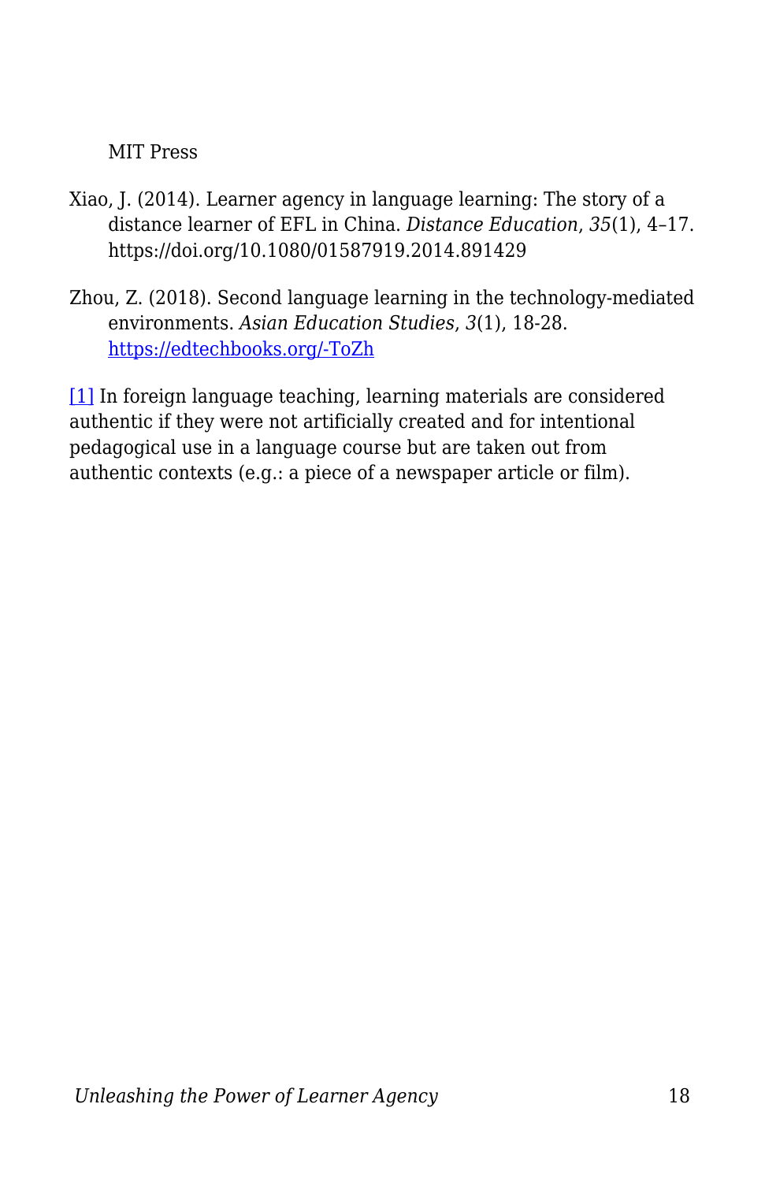MIT Press

Xiao, J. (2014). Learner agency in language learning: The story of a distance learner of EFL in China. *Distance Education*, *35*(1), 4–17. https://doi.org/10.1080/01587919.2014.891429

Zhou, Z. (2018). Second language learning in the technology-mediated environments. *Asian Education Studies*, *3*(1), 18-28. https://edtechbooks.org/-ToZh

[1] In foreign language teaching, learning materials are considered authentic if they were not artificially created and for intentional pedagogical use in a language course but are taken out from authentic contexts (e.g.: a piece of a newspaper article or film).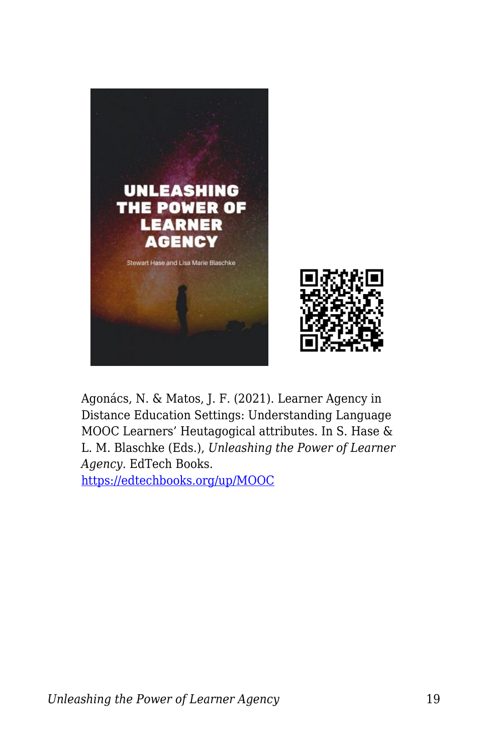Agonács, N. & Matos, J. F. (2021). Learner Agency in Distance Education Settings: Understanding Language MOOC Learners' Heutagogical attributes. In S. Hase & L. M. Blaschke (Eds.), *Unleashing the Power of Learner Agency*. EdTech Books. https://edtechbooks.org/up/MOOC